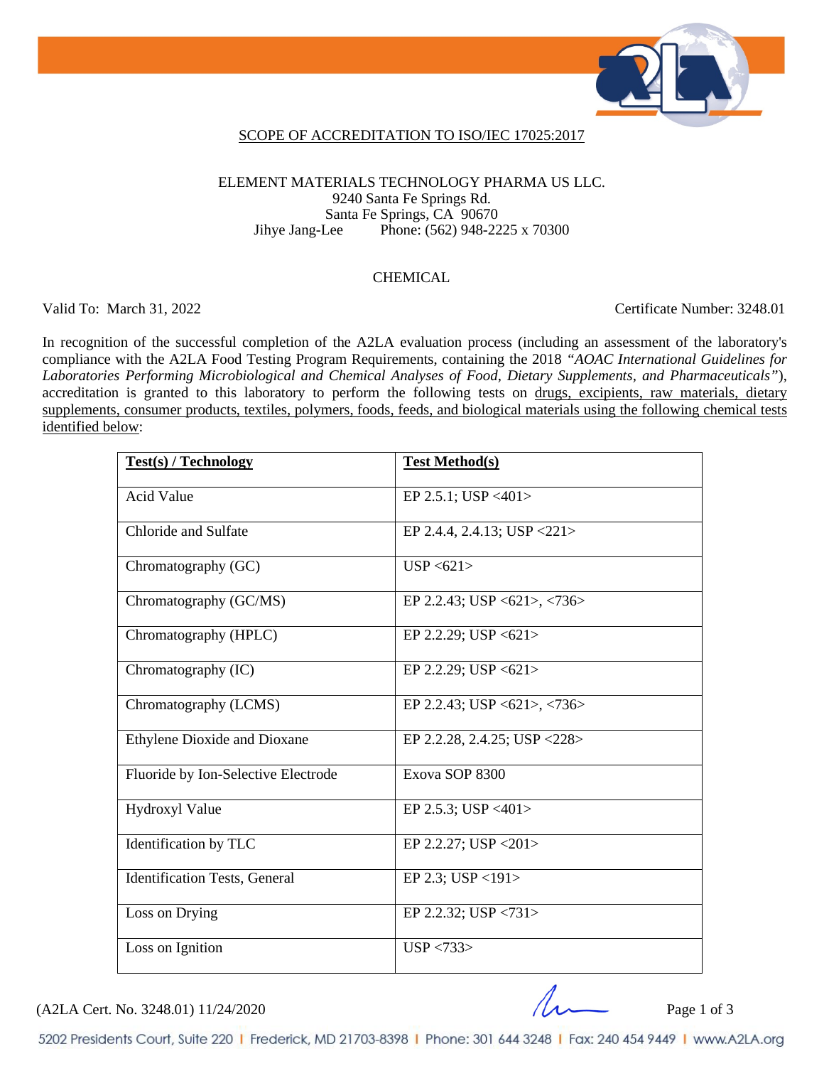## SCOPE OF ACCREDITATION TO ISO/IEC 17025:2017

ELEMENT MATERIALS TECHNOLOGY PHARMA US LLC.
9240 Santa Fe Springs Rd.
Santa Fe Springs, CA 90670
Jihye Jang-Lee Phone: (562) 948-2225 x 70300

CHEMICAL

Valid To: March 31, 2022 Certificate Number: 3248.01

In recognition of the successful completion of the A2LA evaluation process (including an assessment of the laboratory's compliance with the A2LA Food Testing Program Requirements, containing the 2018 *"AOAC International Guidelines for Laboratories Performing Microbiological and Chemical Analyses of Food, Dietary Supplements, and Pharmaceuticals"*), accreditation is granted to this laboratory to perform the following tests on drugs, excipients, raw materials, dietary supplements, consumer products, textiles, polymers, foods, feeds, and biological materials using the following chemical tests identified below:

| Test(s) / Technology | Test Method(s) |
|---|---|
| Acid Value | EP 2.5.1; USP <401> |
| Chloride and Sulfate | EP 2.4.4, 2.4.13; USP <221> |
| Chromatography (GC) | USP <621> |
| Chromatography (GC/MS) | EP 2.2.43; USP <621>, <736> |
| Chromatography (HPLC) | EP 2.2.29; USP <621> |
| Chromatography (IC) | EP 2.2.29; USP <621> |
| Chromatography (LCMS) | EP 2.2.43; USP <621>, <736> |
| Ethylene Dioxide and Dioxane | EP 2.2.28, 2.4.25; USP <228> |
| Fluoride by Ion-Selective Electrode | Exova SOP 8300 |
| Hydroxyl Value | EP 2.5.3; USP <401> |
| Identification by TLC | EP 2.2.27; USP <201> |
| Identification Tests, General | EP 2.3; USP <191> |
| Loss on Drying | EP 2.2.32; USP <731> |
| Loss on Ignition | USP <733> |

(A2LA Cert. No. 3248.01) 11/24/2020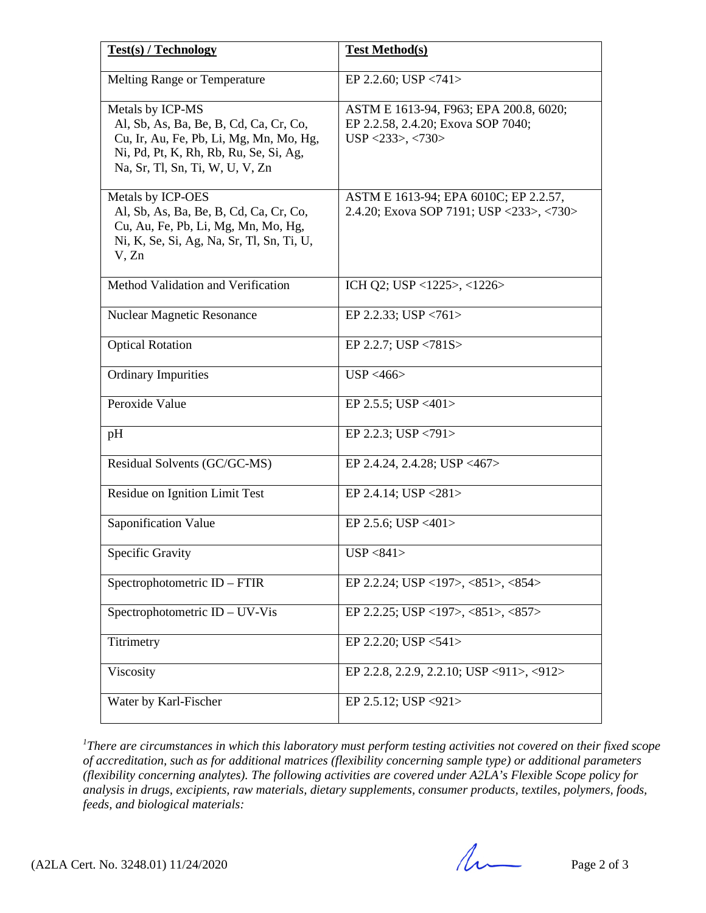| **Test(s) / Technology** | **Test Method(s)** |
|---|---|
| Melting Range or Temperature | EP 2.2.60; USP <741> |
| Metals by ICP-MS<br>Al, Sb, As, Ba, Be, B, Cd, Ca, Cr, Co, Cu, Ir, Au, Fe, Pb, Li, Mg, Mn, Mo, Hg, Ni, Pd, Pt, K, Rh, Rb, Ru, Se, Si, Ag, Na, Sr, Tl, Sn, Ti, W, U, V, Zn | ASTM E 1613-94, F963; EPA 200.8, 6020; EP 2.2.58, 2.4.20; Exova SOP 7040; USP <233>, <730> |
| Metals by ICP-OES<br>Al, Sb, As, Ba, Be, B, Cd, Ca, Cr, Co, Cu, Au, Fe, Pb, Li, Mg, Mn, Mo, Hg, Ni, K, Se, Si, Ag, Na, Sr, Tl, Sn, Ti, U, V, Zn | ASTM E 1613-94; EPA 6010C; EP 2.2.57, 2.4.20; Exova SOP 7191; USP <233>, <730> |
| Method Validation and Verification | ICH Q2; USP <1225>, <1226> |
| Nuclear Magnetic Resonance | EP 2.2.33; USP <761> |
| Optical Rotation | EP 2.2.7; USP <781S> |
| Ordinary Impurities | USP <466> |
| Peroxide Value | EP 2.5.5; USP <401> |
| pH | EP 2.2.3; USP <791> |
| Residual Solvents (GC/GC-MS) | EP 2.4.24, 2.4.28; USP <467> |
| Residue on Ignition Limit Test | EP 2.4.14; USP <281> |
| Saponification Value | EP 2.5.6; USP <401> |
| Specific Gravity | USP <841> |
| Spectrophotometric ID – FTIR | EP 2.2.24; USP <197>, <851>, <854> |
| Spectrophotometric ID – UV-Vis | EP 2.2.25; USP <197>, <851>, <857> |
| Titrimetry | EP 2.2.20; USP <541> |
| Viscosity | EP 2.2.8, 2.2.9, 2.2.10; USP <911>, <912> |
| Water by Karl-Fischer | EP 2.5.12; USP <921> |

*[1]There are circumstances in which this laboratory must perform testing activities not covered on their fixed scope of accreditation, such as for additional matrices (flexibility concerning sample type) or additional parameters (flexibility concerning analytes). The following activities are covered under A2LA's Flexible Scope policy for analysis in drugs, excipients, raw materials, dietary supplements, consumer products, textiles, polymers, foods, feeds, and biological materials:*

(A2LA Cert. No. 3248.01) 11/24/2020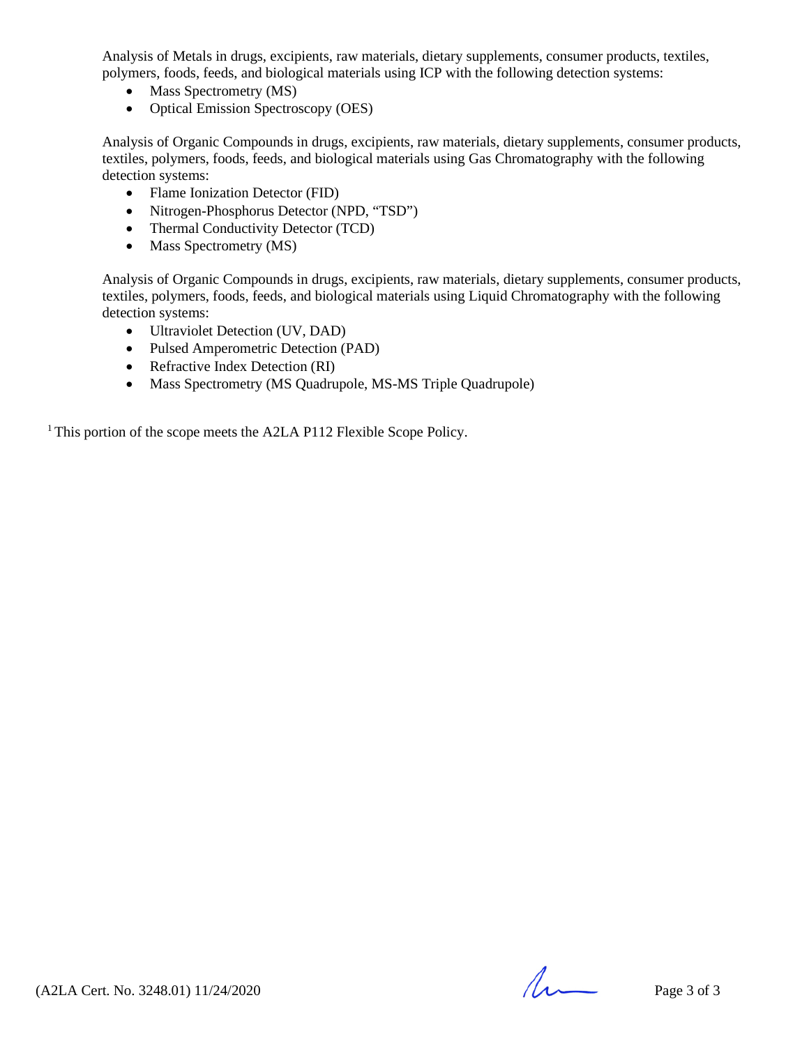Analysis of Metals in drugs, excipients, raw materials, dietary supplements, consumer products, textiles, polymers, foods, feeds, and biological materials using ICP with the following detection systems:

- Mass Spectrometry (MS)
- Optical Emission Spectroscopy (OES)

Analysis of Organic Compounds in drugs, excipients, raw materials, dietary supplements, consumer products, textiles, polymers, foods, feeds, and biological materials using Gas Chromatography with the following detection systems:

- Flame Ionization Detector (FID)
- Nitrogen-Phosphorus Detector (NPD, "TSD")
- Thermal Conductivity Detector (TCD)
- Mass Spectrometry (MS)

Analysis of Organic Compounds in drugs, excipients, raw materials, dietary supplements, consumer products, textiles, polymers, foods, feeds, and biological materials using Liquid Chromatography with the following detection systems:

- Ultraviolet Detection (UV, DAD)
- Pulsed Amperometric Detection (PAD)
- Refractive Index Detection (RI)
- Mass Spectrometry (MS Quadrupole, MS-MS Triple Quadrupole)

[1] This portion of the scope meets the A2LA P112 Flexible Scope Policy.

(A2LA Cert. No. 3248.01) 11/24/2020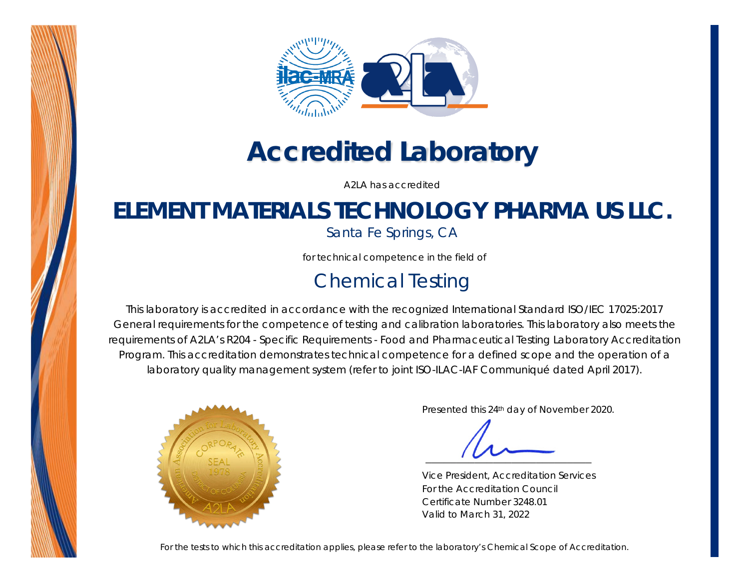# Accredited Laboratory

A2LA has accredited

## ELEMENT MATERIALS TECHNOLOGY PHARMA US LLC.

Santa Fe Springs, CA

for technical competence in the field of

## Chemical Testing

This laboratory is accredited in accordance with the recognized International Standard ISO/IEC 17025:2017 General requirements for the competence of testing and calibration laboratories. This laboratory also meets the requirements of A2LA's R204 - Specific Requirements - Food and Pharmaceutical Testing Laboratory Accreditation Program. This accreditation demonstrates technical competence for a defined scope and the operation of a laboratory quality management system (refer to joint ISO-ILAC-IAF Communiqué dated April 2017).

Presented this 24th day of November 2020.

Vice President, Accreditation Services
For the Accreditation Council
Certificate Number 3248.01
Valid to March 31, 2022

*For the tests to which this accreditation applies, please refer to the laboratory's Chemical Scope of Accreditation.*